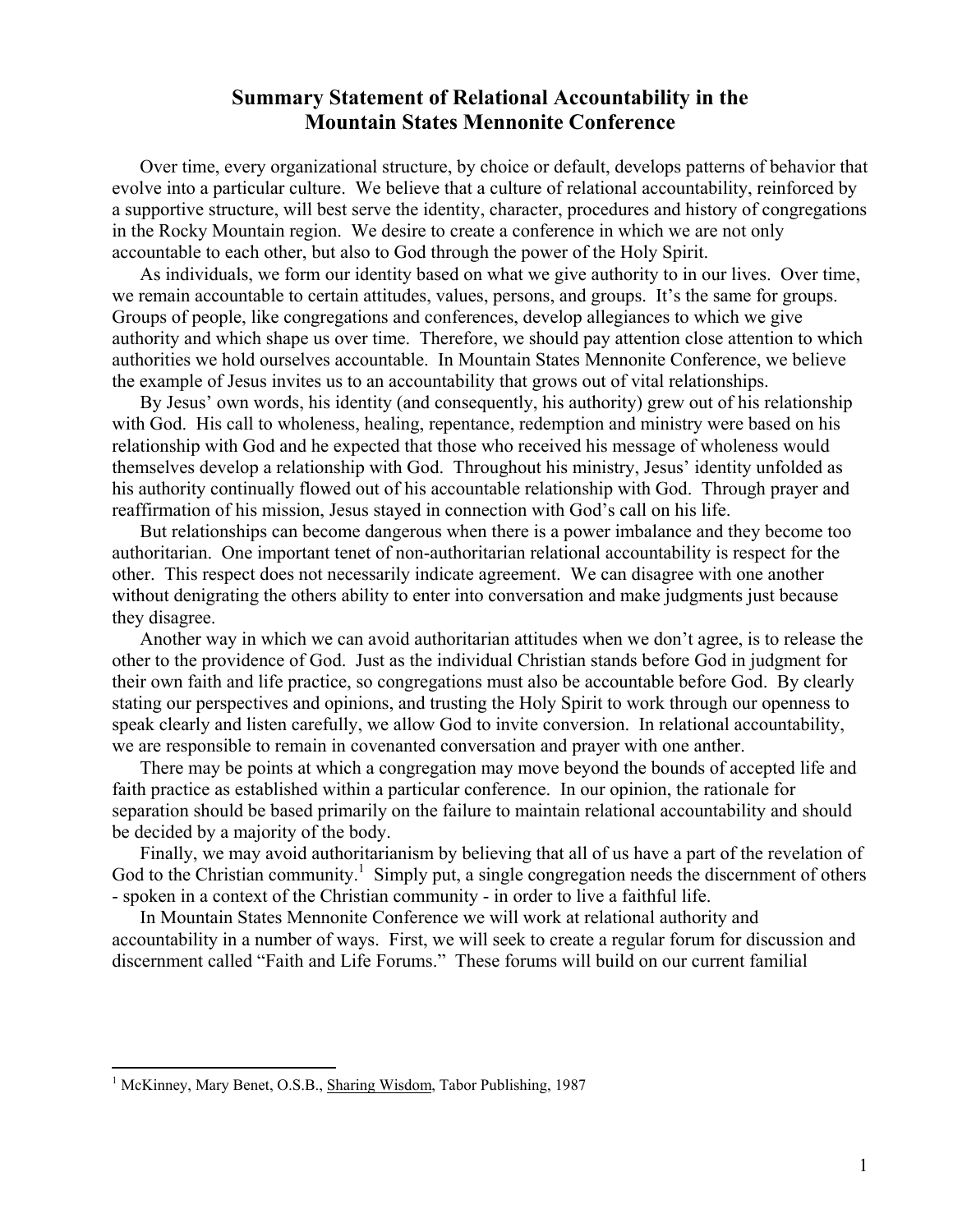# Summary Statement of Relational Accountability in the Mountain States Mennonite Conference

Over time, every organizational structure, by choice or default, develops patterns of behavior that evolve into a particular culture. We believe that a culture of relational accountability, reinforced by a supportive structure, will best serve the identity, character, procedures and history of congregations in the Rocky Mountain region. We desire to create a conference in which we are not only accountable to each other, but also to God through the power of the Holy Spirit.

As individuals, we form our identity based on what we give authority to in our lives. Over time, we remain accountable to certain attitudes, values, persons, and groups. It's the same for groups. Groups of people, like congregations and conferences, develop allegiances to which we give authority and which shape us over time. Therefore, we should pay attention close attention to which authorities we hold ourselves accountable. In Mountain States Mennonite Conference, we believe the example of Jesus invites us to an accountability that grows out of vital relationships.

By Jesus' own words, his identity (and consequently, his authority) grew out of his relationship with God. His call to wholeness, healing, repentance, redemption and ministry were based on his relationship with God and he expected that those who received his message of wholeness would themselves develop a relationship with God. Throughout his ministry, Jesus' identity unfolded as his authority continually flowed out of his accountable relationship with God. Through prayer and reaffirmation of his mission, Jesus stayed in connection with God's call on his life.

But relationships can become dangerous when there is a power imbalance and they become too authoritarian. One important tenet of non-authoritarian relational accountability is respect for the other. This respect does not necessarily indicate agreement. We can disagree with one another without denigrating the others ability to enter into conversation and make judgments just because they disagree.

Another way in which we can avoid authoritarian attitudes when we don't agree, is to release the other to the providence of God. Just as the individual Christian stands before God in judgment for their own faith and life practice, so congregations must also be accountable before God. By clearly stating our perspectives and opinions, and trusting the Holy Spirit to work through our openness to speak clearly and listen carefully, we allow God to invite conversion. In relational accountability, we are responsible to remain in covenanted conversation and prayer with one anther.

There may be points at which a congregation may move beyond the bounds of accepted life and faith practice as established within a particular conference. In our opinion, the rationale for separation should be based primarily on the failure to maintain relational accountability and should be decided by a majority of the body.

Finally, we may avoid authoritarianism by believing that all of us have a part of the revelation of God to the Christian community.[1] Simply put, a single congregation needs the discernment of others - spoken in a context of the Christian community - in order to live a faithful life.

In Mountain States Mennonite Conference we will work at relational authority and accountability in a number of ways. First, we will seek to create a regular forum for discussion and discernment called "Faith and Life Forums." These forums will build on our current familial

---

[1] McKinney, Mary Benet, O.S.B., Sharing Wisdom, Tabor Publishing, 1987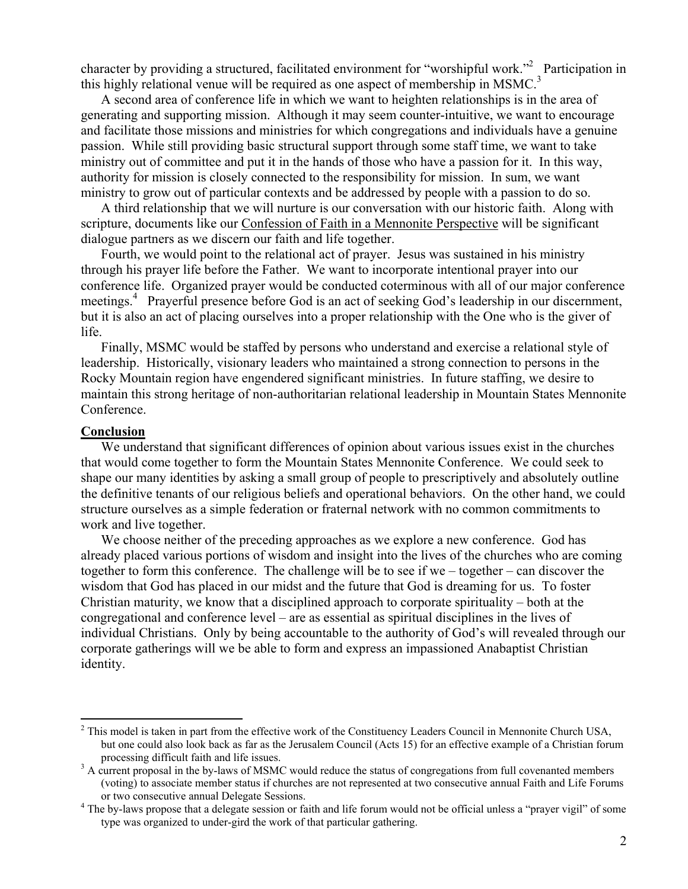character by providing a structured, facilitated environment for "worshipful work."[2] Participation in this highly relational venue will be required as one aspect of membership in MSMC.[3]

A second area of conference life in which we want to heighten relationships is in the area of generating and supporting mission. Although it may seem counter-intuitive, we want to encourage and facilitate those missions and ministries for which congregations and individuals have a genuine passion. While still providing basic structural support through some staff time, we want to take ministry out of committee and put it in the hands of those who have a passion for it. In this way, authority for mission is closely connected to the responsibility for mission. In sum, we want ministry to grow out of particular contexts and be addressed by people with a passion to do so.

A third relationship that we will nurture is our conversation with our historic faith. Along with scripture, documents like our Confession of Faith in a Mennonite Perspective will be significant dialogue partners as we discern our faith and life together.

Fourth, we would point to the relational act of prayer. Jesus was sustained in his ministry through his prayer life before the Father. We want to incorporate intentional prayer into our conference life. Organized prayer would be conducted coterminous with all of our major conference meetings.[4] Prayerful presence before God is an act of seeking God's leadership in our discernment, but it is also an act of placing ourselves into a proper relationship with the One who is the giver of life.

Finally, MSMC would be staffed by persons who understand and exercise a relational style of leadership. Historically, visionary leaders who maintained a strong connection to persons in the Rocky Mountain region have engendered significant ministries. In future staffing, we desire to maintain this strong heritage of non-authoritarian relational leadership in Mountain States Mennonite Conference.

## Conclusion

We understand that significant differences of opinion about various issues exist in the churches that would come together to form the Mountain States Mennonite Conference. We could seek to shape our many identities by asking a small group of people to prescriptively and absolutely outline the definitive tenants of our religious beliefs and operational behaviors. On the other hand, we could structure ourselves as a simple federation or fraternal network with no common commitments to work and live together.

We choose neither of the preceding approaches as we explore a new conference. God has already placed various portions of wisdom and insight into the lives of the churches who are coming together to form this conference. The challenge will be to see if we – together – can discover the wisdom that God has placed in our midst and the future that God is dreaming for us. To foster Christian maturity, we know that a disciplined approach to corporate spirituality – both at the congregational and conference level – are as essential as spiritual disciplines in the lives of individual Christians. Only by being accountable to the authority of God's will revealed through our corporate gatherings will we be able to form and express an impassioned Anabaptist Christian identity.

---

[2] This model is taken in part from the effective work of the Constituency Leaders Council in Mennonite Church USA, but one could also look back as far as the Jerusalem Council (Acts 15) for an effective example of a Christian forum processing difficult faith and life issues.

[3] A current proposal in the by-laws of MSMC would reduce the status of congregations from full covenanted members (voting) to associate member status if churches are not represented at two consecutive annual Faith and Life Forums or two consecutive annual Delegate Sessions.

[4] The by-laws propose that a delegate session or faith and life forum would not be official unless a "prayer vigil" of some type was organized to under-gird the work of that particular gathering.